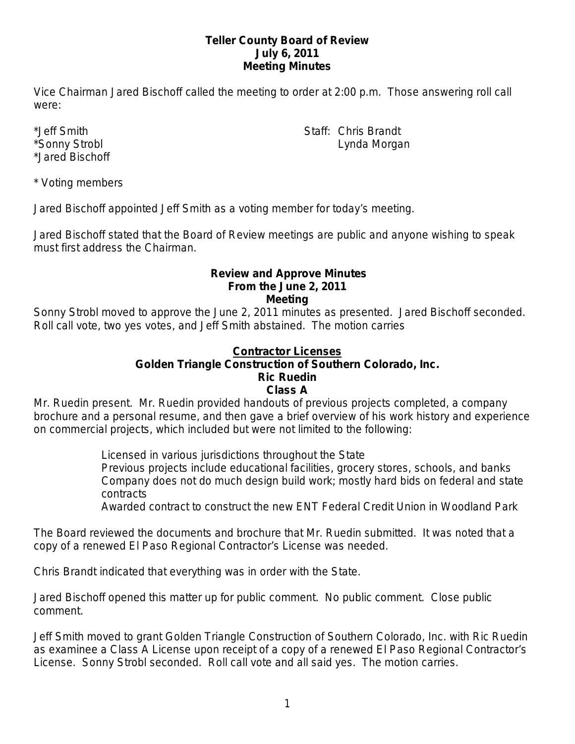# Teller County Board of Review
## July 6, 2011
## Meeting Minutes

Vice Chairman Jared Bischoff called the meeting to order at 2:00 p.m. Those answering roll call were:

*Jeff Smith
*Sonny Strobl
*Jared Bischoff

Staff: Chris Brandt
Lynda Morgan

* Voting members

Jared Bischoff appointed Jeff Smith as a voting member for today's meeting.

Jared Bischoff stated that the Board of Review meetings are public and anyone wishing to speak must first address the Chairman.

### Review and Approve Minutes From the June 2, 2011 Meeting

Sonny Strobl moved to approve the June 2, 2011 minutes as presented. Jared Bischoff seconded. Roll call vote, two yes votes, and Jeff Smith abstained. The motion carries

### Contractor Licenses
### Golden Triangle Construction of Southern Colorado, Inc.
### Ric Ruedin
### Class A

Mr. Ruedin present. Mr. Ruedin provided handouts of previous projects completed, a company brochure and a personal resume, and then gave a brief overview of his work history and experience on commercial projects, which included but were not limited to the following:

- Licensed in various jurisdictions throughout the State
- Previous projects include educational facilities, grocery stores, schools, and banks
- Company does not do much design build work; mostly hard bids on federal and state contracts
- Awarded contract to construct the new ENT Federal Credit Union in Woodland Park

The Board reviewed the documents and brochure that Mr. Ruedin submitted. It was noted that a copy of a renewed El Paso Regional Contractor's License was needed.

Chris Brandt indicated that everything was in order with the State.

Jared Bischoff opened this matter up for public comment. No public comment. Close public comment.

Jeff Smith moved to grant Golden Triangle Construction of Southern Colorado, Inc. with Ric Ruedin as examinee a Class A License upon receipt of a copy of a renewed El Paso Regional Contractor's License. Sonny Strobl seconded. Roll call vote and all said yes. The motion carries.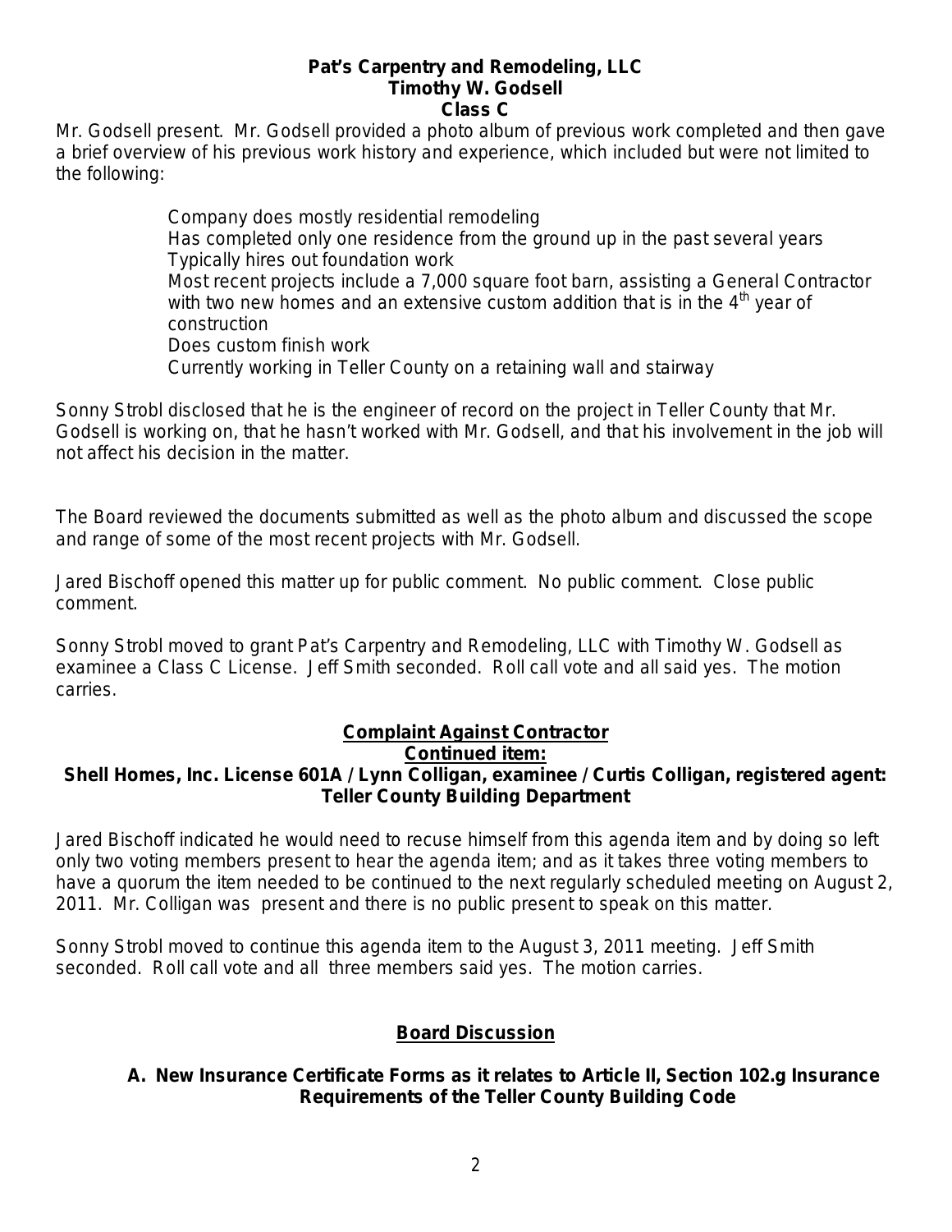**Pat's Carpentry and Remodeling, LLC**
**Timothy W. Godsell**
**Class C**

Mr. Godsell present. Mr. Godsell provided a photo album of previous work completed and then gave a brief overview of his previous work history and experience, which included but were not limited to the following:

- Company does mostly residential remodeling
- Has completed only one residence from the ground up in the past several years
- Typically hires out foundation work
- Most recent projects include a 7,000 square foot barn, assisting a General Contractor with two new homes and an extensive custom addition that is in the 4th year of construction
- Does custom finish work
- Currently working in Teller County on a retaining wall and stairway

Sonny Strobl disclosed that he is the engineer of record on the project in Teller County that Mr. Godsell is working on, that he hasn't worked with Mr. Godsell, and that his involvement in the job will not affect his decision in the matter.

The Board reviewed the documents submitted as well as the photo album and discussed the scope and range of some of the most recent projects with Mr. Godsell.

Jared Bischoff opened this matter up for public comment. No public comment. Close public comment.

Sonny Strobl moved to grant Pat's Carpentry and Remodeling, LLC with Timothy W. Godsell as examinee a Class C License. Jeff Smith seconded. Roll call vote and all said yes. The motion carries.

## Complaint Against Contractor

**Continued item:**

**Shell Homes, Inc. License 601A / Lynn Colligan, examinee / Curtis Colligan, registered agent: Teller County Building Department**

Jared Bischoff indicated he would need to recuse himself from this agenda item and by doing so left only two voting members present to hear the agenda item; and as it takes three voting members to have a quorum the item needed to be continued to the next regularly scheduled meeting on August 2, 2011. Mr. Colligan was present and there is no public present to speak on this matter.

Sonny Strobl moved to continue this agenda item to the August 3, 2011 meeting. Jeff Smith seconded. Roll call vote and all three members said yes. The motion carries.

## Board Discussion

**A. New Insurance Certificate Forms as it relates to Article II, Section 102.g Insurance Requirements of the Teller County Building Code**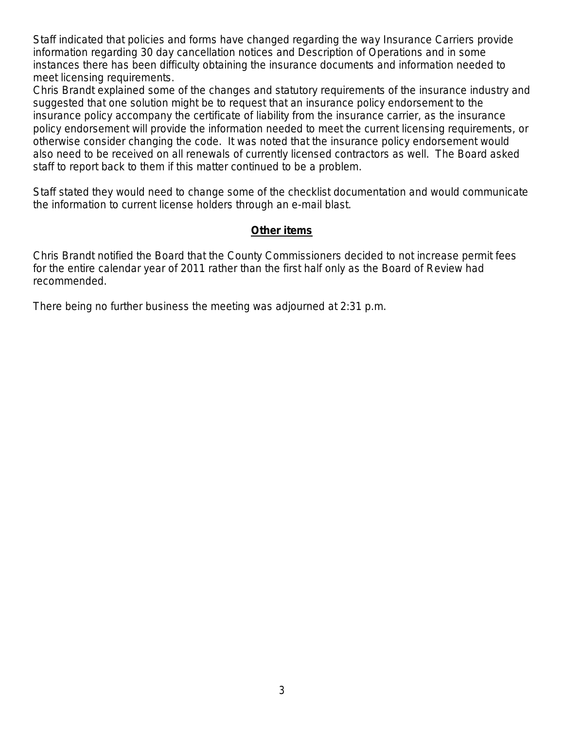Staff indicated that policies and forms have changed regarding the way Insurance Carriers provide information regarding 30 day cancellation notices and Description of Operations and in some instances there has been difficulty obtaining the insurance documents and information needed to meet licensing requirements.

Chris Brandt explained some of the changes and statutory requirements of the insurance industry and suggested that one solution might be to request that an insurance policy endorsement to the insurance policy accompany the certificate of liability from the insurance carrier, as the insurance policy endorsement will provide the information needed to meet the current licensing requirements, or otherwise consider changing the code. It was noted that the insurance policy endorsement would also need to be received on all renewals of currently licensed contractors as well. The Board asked staff to report back to them if this matter continued to be a problem.

Staff stated they would need to change some of the checklist documentation and would communicate the information to current license holders through an e-mail blast.

## Other items

Chris Brandt notified the Board that the County Commissioners decided to not increase permit fees for the entire calendar year of 2011 rather than the first half only as the Board of Review had recommended.

There being no further business the meeting was adjourned at 2:31 p.m.